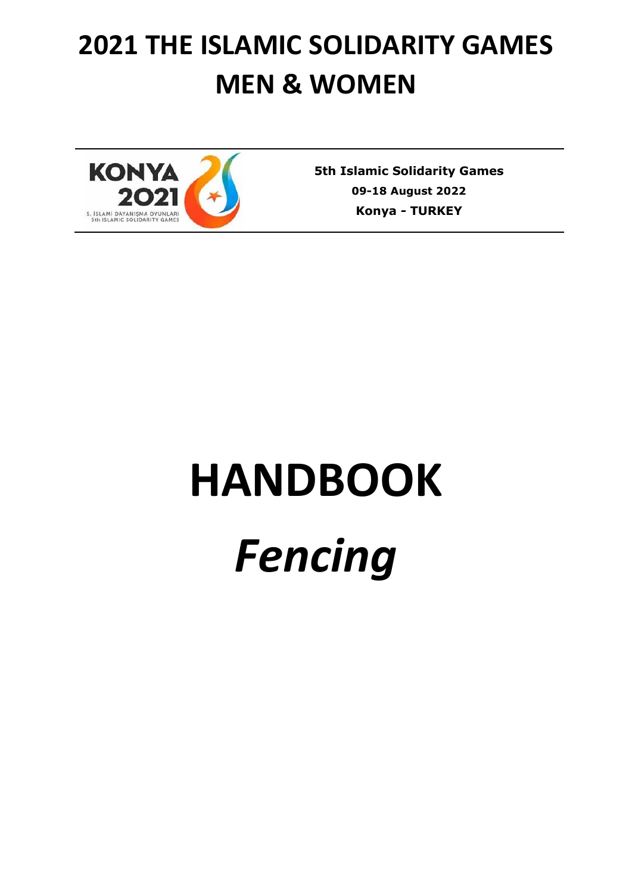# 2021 THE ISLAMIC SOLIDARITY GAMES MEN & WOMEN

KONYA 2021
5. İSLAMİ DAYANIŞMA OYUNLARI
5th ISLAMIC SOLIDARITY GAMES

**5th Islamic Solidarity Games**
**09-18 August 2022**
**Konya - TURKEY**

# HANDBOOK

# *Fencing*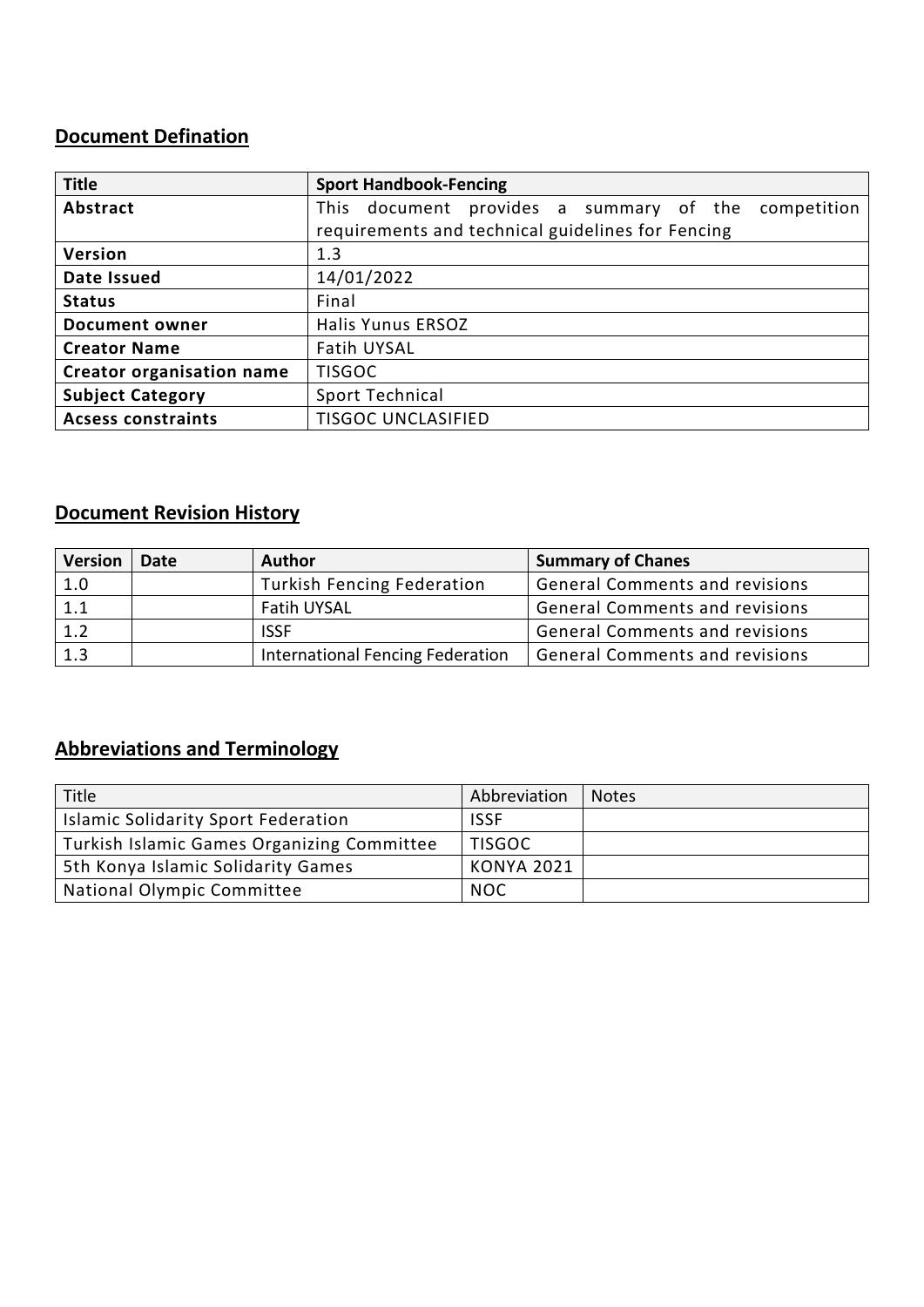## Document Defination

| Title | Sport Handbook-Fencing |
|---|---|
| Abstract | This document provides a summary of the competition requirements and technical guidelines for Fencing |
| Version | 1.3 |
| Date Issued | 14/01/2022 |
| Status | Final |
| Document owner | Halis Yunus ERSOZ |
| Creator Name | Fatih UYSAL |
| Creator organisation name | TISGOC |
| Subject Category | Sport Technical |
| Acsess constraints | TISGOC UNCLASIFIED |

## Document Revision History

| Version | Date | Author | Summary of Chanes |
|---|---|---|---|
| 1.0 | | Turkish Fencing Federation | General Comments and revisions |
| 1.1 | | Fatih UYSAL | General Comments and revisions |
| 1.2 | | ISSF | General Comments and revisions |
| 1.3 | | International Fencing Federation | General Comments and revisions |

## Abbreviations and Terminology

| Title | Abbreviation | Notes |
|---|---|---|
| Islamic Solidarity Sport Federation | ISSF | |
| Turkish Islamic Games Organizing Committee | TISGOC | |
| 5th Konya Islamic Solidarity Games | KONYA 2021 | |
| National Olympic Committee | NOC | |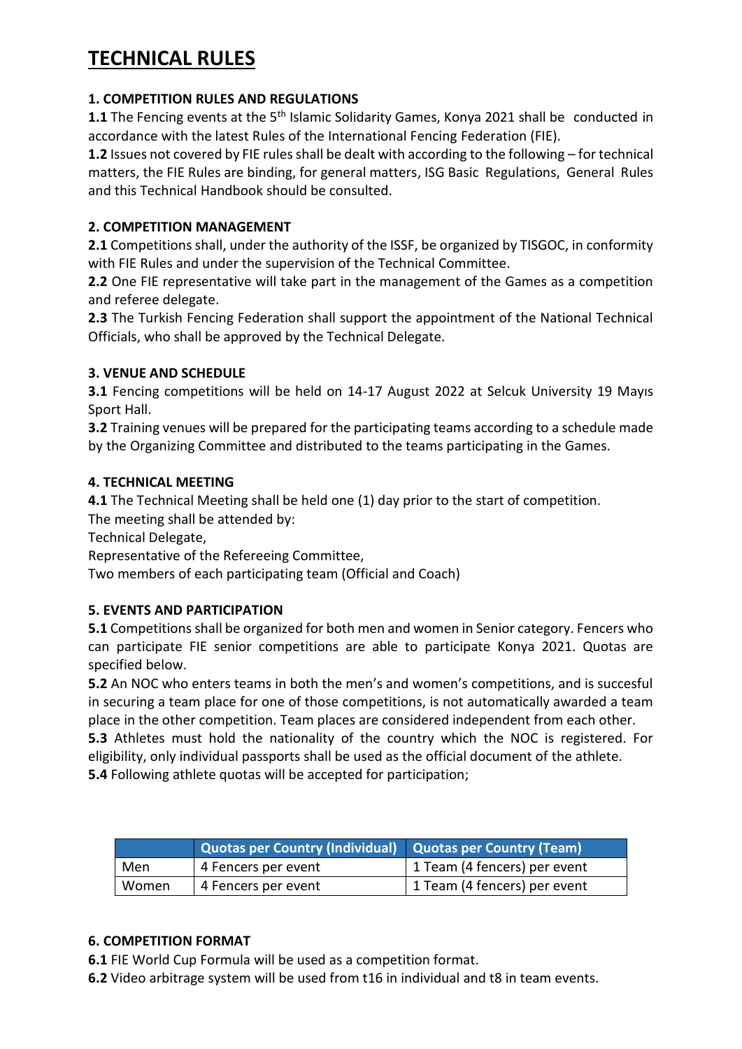# TECHNICAL RULES

**1. COMPETITION RULES AND REGULATIONS**

**1.1** The Fencing events at the 5th Islamic Solidarity Games, Konya 2021 shall be conducted in accordance with the latest Rules of the International Fencing Federation (FIE).

**1.2** Issues not covered by FIE rules shall be dealt with according to the following – for technical matters, the FIE Rules are binding, for general matters, ISG Basic Regulations, General Rules and this Technical Handbook should be consulted.

**2. COMPETITION MANAGEMENT**

**2.1** Competitions shall, under the authority of the ISSF, be organized by TISGOC, in conformity with FIE Rules and under the supervision of the Technical Committee.

**2.2** One FIE representative will take part in the management of the Games as a competition and referee delegate.

**2.3** The Turkish Fencing Federation shall support the appointment of the National Technical Officials, who shall be approved by the Technical Delegate.

**3. VENUE AND SCHEDULE**

**3.1** Fencing competitions will be held on 14-17 August 2022 at Selcuk University 19 Mayıs Sport Hall.

**3.2** Training venues will be prepared for the participating teams according to a schedule made by the Organizing Committee and distributed to the teams participating in the Games.

**4. TECHNICAL MEETING**

**4.1** The Technical Meeting shall be held one (1) day prior to the start of competition.
The meeting shall be attended by:
Technical Delegate,
Representative of the Refereeing Committee,
Two members of each participating team (Official and Coach)

**5. EVENTS AND PARTICIPATION**

**5.1** Competitions shall be organized for both men and women in Senior category. Fencers who can participate FIE senior competitions are able to participate Konya 2021. Quotas are specified below.

**5.2** An NOC who enters teams in both the men's and women's competitions, and is succesful in securing a team place for one of those competitions, is not automatically awarded a team place in the other competition. Team places are considered independent from each other.

**5.3** Athletes must hold the nationality of the country which the NOC is registered. For eligibility, only individual passports shall be used as the official document of the athlete.

**5.4** Following athlete quotas will be accepted for participation;

| | Quotas per Country (Individual) | Quotas per Country (Team) |
|---|---|---|
| Men | 4 Fencers per event | 1 Team (4 fencers) per event |
| Women | 4 Fencers per event | 1 Team (4 fencers) per event |

**6. COMPETITION FORMAT**

**6.1** FIE World Cup Formula will be used as a competition format.

**6.2** Video arbitrage system will be used from t16 in individual and t8 in team events.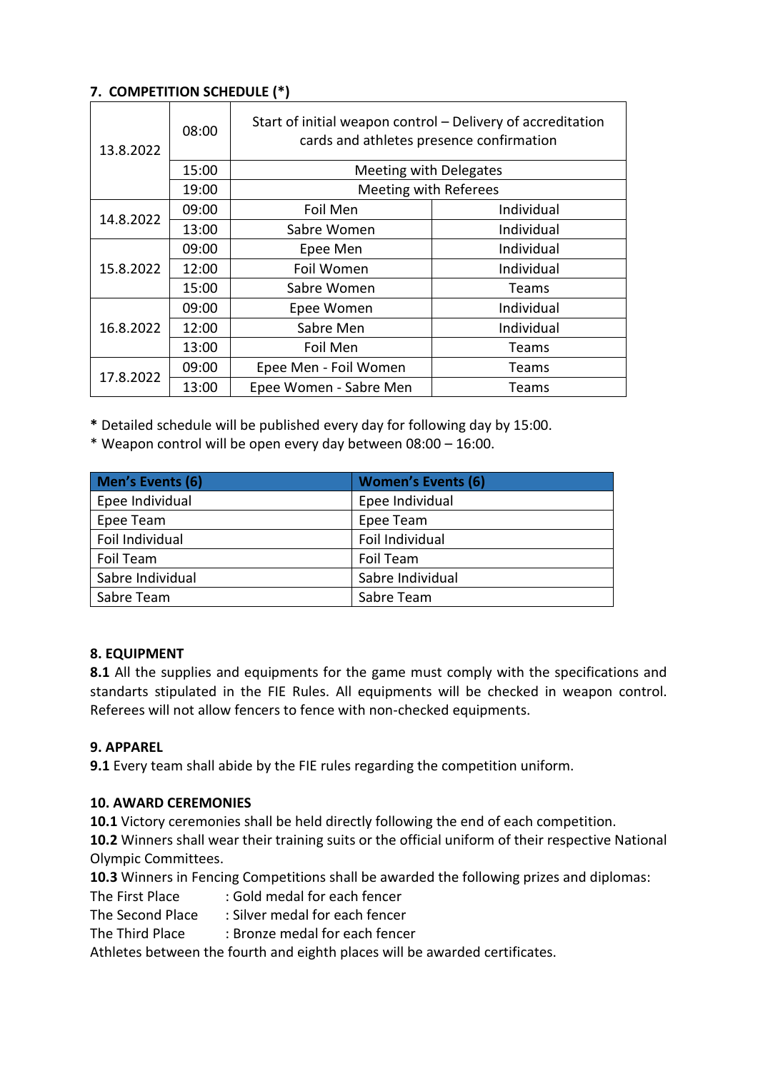## 7. COMPETITION SCHEDULE (*)

| | | | |
|---|---|---|---|
| 13.8.2022 | 08:00 | Start of initial weapon control – Delivery of accreditation cards and athletes presence confirmation | |
| | 15:00 | Meeting with Delegates | |
| | 19:00 | Meeting with Referees | |
| 14.8.2022 | 09:00 | Foil Men | Individual |
| | 13:00 | Sabre Women | Individual |
| 15.8.2022 | 09:00 | Epee Men | Individual |
| | 12:00 | Foil Women | Individual |
| | 15:00 | Sabre Women | Teams |
| 16.8.2022 | 09:00 | Epee Women | Individual |
| | 12:00 | Sabre Men | Individual |
| | 13:00 | Foil Men | Teams |
| 17.8.2022 | 09:00 | Epee Men - Foil Women | Teams |
| | 13:00 | Epee Women - Sabre Men | Teams |

**\*** Detailed schedule will be published every day for following day by 15:00.

\* Weapon control will be open every day between 08:00 – 16:00.

| Men's Events (6) | Women's Events (6) |
|---|---|
| Epee Individual | Epee Individual |
| Epee Team | Epee Team |
| Foil Individual | Foil Individual |
| Foil Team | Foil Team |
| Sabre Individual | Sabre Individual |
| Sabre Team | Sabre Team |

## 8. EQUIPMENT

**8.1** All the supplies and equipments for the game must comply with the specifications and standarts stipulated in the FIE Rules. All equipments will be checked in weapon control. Referees will not allow fencers to fence with non-checked equipments.

## 9. APPAREL

**9.1** Every team shall abide by the FIE rules regarding the competition uniform.

## 10. AWARD CEREMONIES

**10.1** Victory ceremonies shall be held directly following the end of each competition.

**10.2** Winners shall wear their training suits or the official uniform of their respective National Olympic Committees.

**10.3** Winners in Fencing Competitions shall be awarded the following prizes and diplomas:

The First Place : Gold medal for each fencer

The Second Place : Silver medal for each fencer

The Third Place : Bronze medal for each fencer

Athletes between the fourth and eighth places will be awarded certificates.